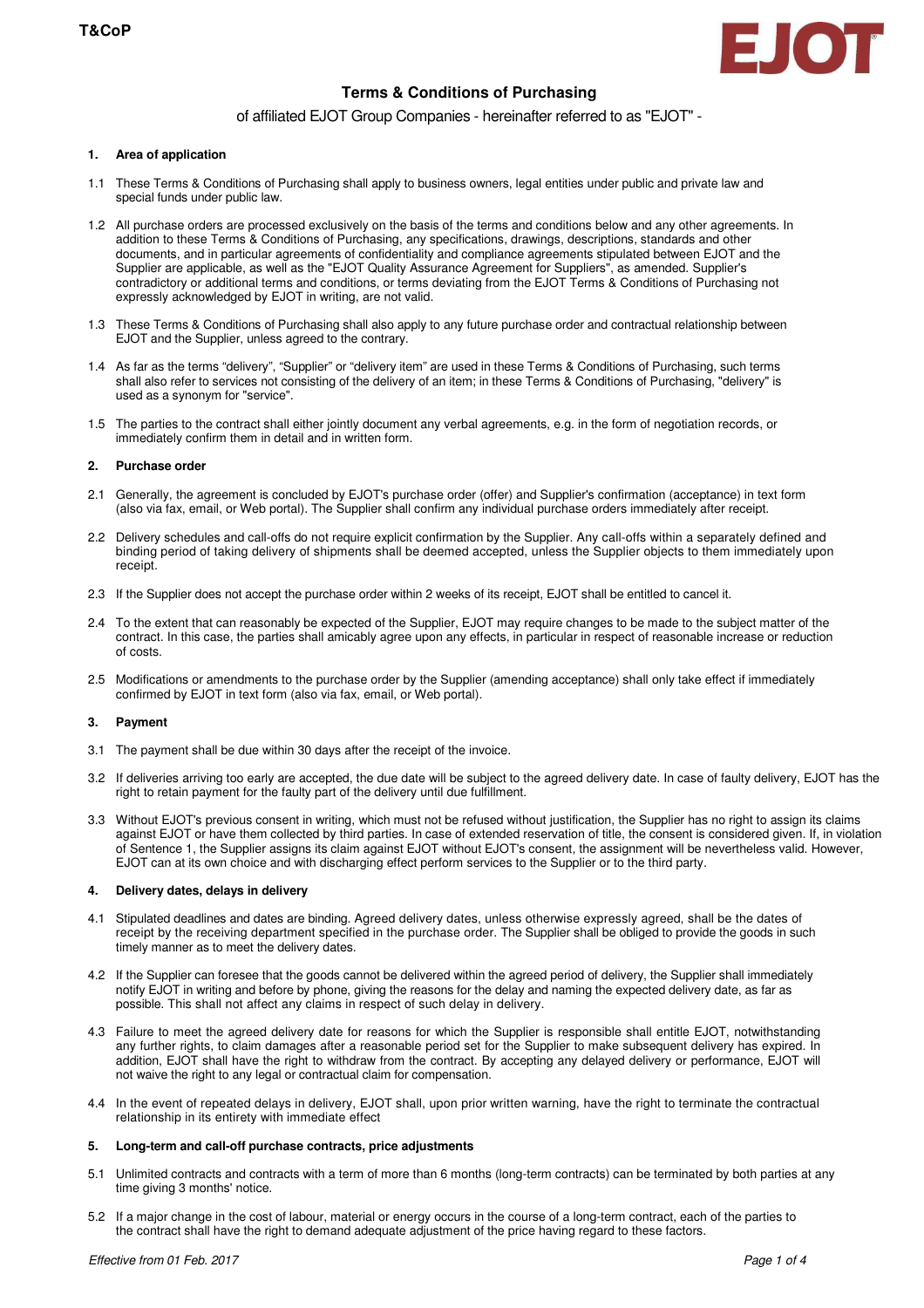# Terms & Conditions of Purchasing

of affiliated EJOT Group Companies - hereinafter referred to as "EJOT" -

## 1. Area of application

1.1 These Terms & Conditions of Purchasing shall apply to business owners, legal entities under public and private law and special funds under public law.

1.2 All purchase orders are processed exclusively on the basis of the terms and conditions below and any other agreements. In addition to these Terms & Conditions of Purchasing, any specifications, drawings, descriptions, standards and other documents, and in particular agreements of confidentiality and compliance agreements stipulated between EJOT and the Supplier are applicable, as well as the "EJOT Quality Assurance Agreement for Suppliers", as amended. Supplier's contradictory or additional terms and conditions, or terms deviating from the EJOT Terms & Conditions of Purchasing not expressly acknowledged by EJOT in writing, are not valid.

1.3 These Terms & Conditions of Purchasing shall also apply to any future purchase order and contractual relationship between EJOT and the Supplier, unless agreed to the contrary.

1.4 As far as the terms "delivery", "Supplier" or "delivery item" are used in these Terms & Conditions of Purchasing, such terms shall also refer to services not consisting of the delivery of an item; in these Terms & Conditions of Purchasing, "delivery" is used as a synonym for "service".

1.5 The parties to the contract shall either jointly document any verbal agreements, e.g. in the form of negotiation records, or immediately confirm them in detail and in written form.

## 2. Purchase order

2.1 Generally, the agreement is concluded by EJOT's purchase order (offer) and Supplier's confirmation (acceptance) in text form (also via fax, email, or Web portal). The Supplier shall confirm any individual purchase orders immediately after receipt.

2.2 Delivery schedules and call-offs do not require explicit confirmation by the Supplier. Any call-offs within a separately defined and binding period of taking delivery of shipments shall be deemed accepted, unless the Supplier objects to them immediately upon receipt.

2.3 If the Supplier does not accept the purchase order within 2 weeks of its receipt, EJOT shall be entitled to cancel it.

2.4 To the extent that can reasonably be expected of the Supplier, EJOT may require changes to be made to the subject matter of the contract. In this case, the parties shall amicably agree upon any effects, in particular in respect of reasonable increase or reduction of costs.

2.5 Modifications or amendments to the purchase order by the Supplier (amending acceptance) shall only take effect if immediately confirmed by EJOT in text form (also via fax, email, or Web portal).

## 3. Payment

3.1 The payment shall be due within 30 days after the receipt of the invoice.

3.2 If deliveries arriving too early are accepted, the due date will be subject to the agreed delivery date. In case of faulty delivery, EJOT has the right to retain payment for the faulty part of the delivery until due fulfillment.

3.3 Without EJOT's previous consent in writing, which must not be refused without justification, the Supplier has no right to assign its claims against EJOT or have them collected by third parties. In case of extended reservation of title, the consent is considered given. If, in violation of Sentence 1, the Supplier assigns its claim against EJOT without EJOT's consent, the assignment will be nevertheless valid. However, EJOT can at its own choice and with discharging effect perform services to the Supplier or to the third party.

## 4. Delivery dates, delays in delivery

4.1 Stipulated deadlines and dates are binding. Agreed delivery dates, unless otherwise expressly agreed, shall be the dates of receipt by the receiving department specified in the purchase order. The Supplier shall be obliged to provide the goods in such timely manner as to meet the delivery dates.

4.2 If the Supplier can foresee that the goods cannot be delivered within the agreed period of delivery, the Supplier shall immediately notify EJOT in writing and before by phone, giving the reasons for the delay and naming the expected delivery date, as far as possible. This shall not affect any claims in respect of such delay in delivery.

4.3 Failure to meet the agreed delivery date for reasons for which the Supplier is responsible shall entitle EJOT, notwithstanding any further rights, to claim damages after a reasonable period set for the Supplier to make subsequent delivery has expired. In addition, EJOT shall have the right to withdraw from the contract. By accepting any delayed delivery or performance, EJOT will not waive the right to any legal or contractual claim for compensation.

4.4 In the event of repeated delays in delivery, EJOT shall, upon prior written warning, have the right to terminate the contractual relationship in its entirety with immediate effect

## 5. Long-term and call-off purchase contracts, price adjustments

5.1 Unlimited contracts and contracts with a term of more than 6 months (long-term contracts) can be terminated by both parties at any time giving 3 months' notice.

5.2 If a major change in the cost of labour, material or energy occurs in the course of a long-term contract, each of the parties to the contract shall have the right to demand adequate adjustment of the price having regard to these factors.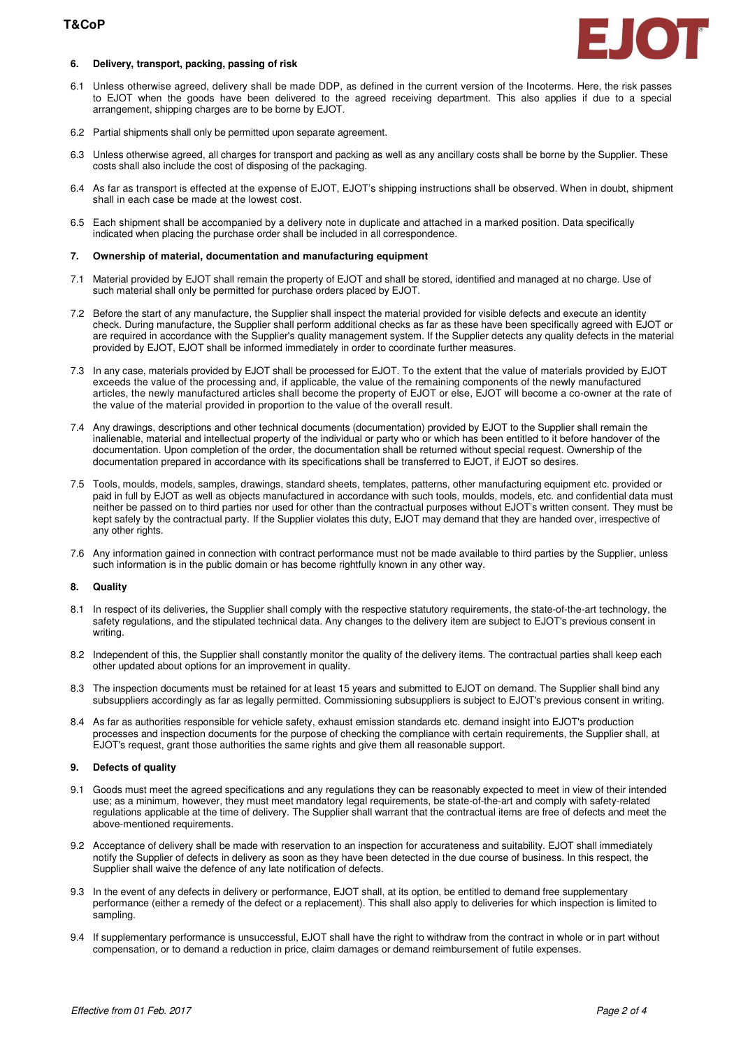## 6. Delivery, transport, packing, passing of risk

6.1 Unless otherwise agreed, delivery shall be made DDP, as defined in the current version of the Incoterms. Here, the risk passes to EJOT when the goods have been delivered to the agreed receiving department. This also applies if due to a special arrangement, shipping charges are to be borne by EJOT.

6.2 Partial shipments shall only be permitted upon separate agreement.

6.3 Unless otherwise agreed, all charges for transport and packing as well as any ancillary costs shall be borne by the Supplier. These costs shall also include the cost of disposing of the packaging.

6.4 As far as transport is effected at the expense of EJOT, EJOT's shipping instructions shall be observed. When in doubt, shipment shall in each case be made at the lowest cost.

6.5 Each shipment shall be accompanied by a delivery note in duplicate and attached in a marked position. Data specifically indicated when placing the purchase order shall be included in all correspondence.

## 7. Ownership of material, documentation and manufacturing equipment

7.1 Material provided by EJOT shall remain the property of EJOT and shall be stored, identified and managed at no charge. Use of such material shall only be permitted for purchase orders placed by EJOT.

7.2 Before the start of any manufacture, the Supplier shall inspect the material provided for visible defects and execute an identity check. During manufacture, the Supplier shall perform additional checks as far as these have been specifically agreed with EJOT or are required in accordance with the Supplier's quality management system. If the Supplier detects any quality defects in the material provided by EJOT, EJOT shall be informed immediately in order to coordinate further measures.

7.3 In any case, materials provided by EJOT shall be processed for EJOT. To the extent that the value of materials provided by EJOT exceeds the value of the processing and, if applicable, the value of the remaining components of the newly manufactured articles, the newly manufactured articles shall become the property of EJOT or else, EJOT will become a co-owner at the rate of the value of the material provided in proportion to the value of the overall result.

7.4 Any drawings, descriptions and other technical documents (documentation) provided by EJOT to the Supplier shall remain the inalienable, material and intellectual property of the individual or party who or which has been entitled to it before handover of the documentation. Upon completion of the order, the documentation shall be returned without special request. Ownership of the documentation prepared in accordance with its specifications shall be transferred to EJOT, if EJOT so desires.

7.5 Tools, moulds, models, samples, drawings, standard sheets, templates, patterns, other manufacturing equipment etc. provided or paid in full by EJOT as well as objects manufactured in accordance with such tools, moulds, models, etc. and confidential data must neither be passed on to third parties nor used for other than the contractual purposes without EJOT's written consent. They must be kept safely by the contractual party. If the Supplier violates this duty, EJOT may demand that they are handed over, irrespective of any other rights.

7.6 Any information gained in connection with contract performance must not be made available to third parties by the Supplier, unless such information is in the public domain or has become rightfully known in any other way.

## 8. Quality

8.1 In respect of its deliveries, the Supplier shall comply with the respective statutory requirements, the state-of-the-art technology, the safety regulations, and the stipulated technical data. Any changes to the delivery item are subject to EJOT's previous consent in writing.

8.2 Independent of this, the Supplier shall constantly monitor the quality of the delivery items. The contractual parties shall keep each other updated about options for an improvement in quality.

8.3 The inspection documents must be retained for at least 15 years and submitted to EJOT on demand. The Supplier shall bind any subsuppliers accordingly as far as legally permitted. Commissioning subsuppliers is subject to EJOT's previous consent in writing.

8.4 As far as authorities responsible for vehicle safety, exhaust emission standards etc. demand insight into EJOT's production processes and inspection documents for the purpose of checking the compliance with certain requirements, the Supplier shall, at EJOT's request, grant those authorities the same rights and give them all reasonable support.

## 9. Defects of quality

9.1 Goods must meet the agreed specifications and any regulations they can be reasonably expected to meet in view of their intended use; as a minimum, however, they must meet mandatory legal requirements, be state-of-the-art and comply with safety-related regulations applicable at the time of delivery. The Supplier shall warrant that the contractual items are free of defects and meet the above-mentioned requirements.

9.2 Acceptance of delivery shall be made with reservation to an inspection for accurateness and suitability. EJOT shall immediately notify the Supplier of defects in delivery as soon as they have been detected in the due course of business. In this respect, the Supplier shall waive the defence of any late notification of defects.

9.3 In the event of any defects in delivery or performance, EJOT shall, at its option, be entitled to demand free supplementary performance (either a remedy of the defect or a replacement). This shall also apply to deliveries for which inspection is limited to sampling.

9.4 If supplementary performance is unsuccessful, EJOT shall have the right to withdraw from the contract in whole or in part without compensation, or to demand a reduction in price, claim damages or demand reimbursement of futile expenses.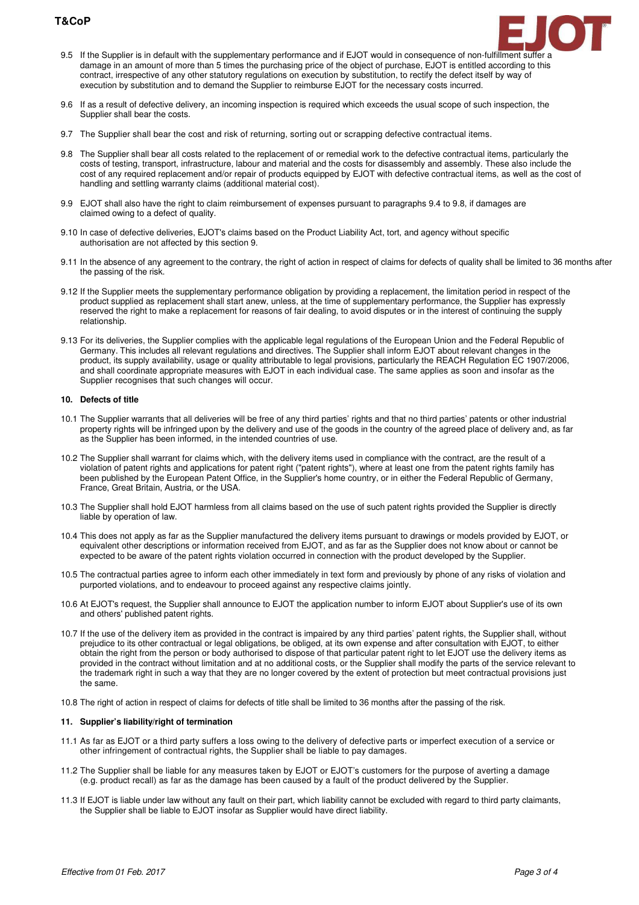9.5 If the Supplier is in default with the supplementary performance and if EJOT would in consequence of non-fulfillment suffer a damage in an amount of more than 5 times the purchasing price of the object of purchase, EJOT is entitled according to this contract, irrespective of any other statutory regulations on execution by substitution, to rectify the defect itself by way of execution by substitution and to demand the Supplier to reimburse EJOT for the necessary costs incurred.

9.6 If as a result of defective delivery, an incoming inspection is required which exceeds the usual scope of such inspection, the Supplier shall bear the costs.

9.7 The Supplier shall bear the cost and risk of returning, sorting out or scrapping defective contractual items.

9.8 The Supplier shall bear all costs related to the replacement of or remedial work to the defective contractual items, particularly the costs of testing, transport, infrastructure, labour and material and the costs for disassembly and assembly. These also include the cost of any required replacement and/or repair of products equipped by EJOT with defective contractual items, as well as the cost of handling and settling warranty claims (additional material cost).

9.9 EJOT shall also have the right to claim reimbursement of expenses pursuant to paragraphs 9.4 to 9.8, if damages are claimed owing to a defect of quality.

9.10 In case of defective deliveries, EJOT's claims based on the Product Liability Act, tort, and agency without specific authorisation are not affected by this section 9.

9.11 In the absence of any agreement to the contrary, the right of action in respect of claims for defects of quality shall be limited to 36 months after the passing of the risk.

9.12 If the Supplier meets the supplementary performance obligation by providing a replacement, the limitation period in respect of the product supplied as replacement shall start anew, unless, at the time of supplementary performance, the Supplier has expressly reserved the right to make a replacement for reasons of fair dealing, to avoid disputes or in the interest of continuing the supply relationship.

9.13 For its deliveries, the Supplier complies with the applicable legal regulations of the European Union and the Federal Republic of Germany. This includes all relevant regulations and directives. The Supplier shall inform EJOT about relevant changes in the product, its supply availability, usage or quality attributable to legal provisions, particularly the REACH Regulation EC 1907/2006, and shall coordinate appropriate measures with EJOT in each individual case. The same applies as soon and insofar as the Supplier recognises that such changes will occur.

#### 10. Defects of title

10.1 The Supplier warrants that all deliveries will be free of any third parties' rights and that no third parties' patents or other industrial property rights will be infringed upon by the delivery and use of the goods in the country of the agreed place of delivery and, as far as the Supplier has been informed, in the intended countries of use.

10.2 The Supplier shall warrant for claims which, with the delivery items used in compliance with the contract, are the result of a violation of patent rights and applications for patent right ("patent rights"), where at least one from the patent rights family has been published by the European Patent Office, in the Supplier's home country, or in either the Federal Republic of Germany, France, Great Britain, Austria, or the USA.

10.3 The Supplier shall hold EJOT harmless from all claims based on the use of such patent rights provided the Supplier is directly liable by operation of law.

10.4 This does not apply as far as the Supplier manufactured the delivery items pursuant to drawings or models provided by EJOT, or equivalent other descriptions or information received from EJOT, and as far as the Supplier does not know about or cannot be expected to be aware of the patent rights violation occurred in connection with the product developed by the Supplier.

10.5 The contractual parties agree to inform each other immediately in text form and previously by phone of any risks of violation and purported violations, and to endeavour to proceed against any respective claims jointly.

10.6 At EJOT's request, the Supplier shall announce to EJOT the application number to inform EJOT about Supplier's use of its own and others' published patent rights.

10.7 If the use of the delivery item as provided in the contract is impaired by any third parties' patent rights, the Supplier shall, without prejudice to its other contractual or legal obligations, be obliged, at its own expense and after consultation with EJOT, to either obtain the right from the person or body authorised to dispose of that particular patent right to let EJOT use the delivery items as provided in the contract without limitation and at no additional costs, or the Supplier shall modify the parts of the service relevant to the trademark right in such a way that they are no longer covered by the extent of protection but meet contractual provisions just the same.

10.8 The right of action in respect of claims for defects of title shall be limited to 36 months after the passing of the risk.

#### 11. Supplier's liability/right of termination

11.1 As far as EJOT or a third party suffers a loss owing to the delivery of defective parts or imperfect execution of a service or other infringement of contractual rights, the Supplier shall be liable to pay damages.

11.2 The Supplier shall be liable for any measures taken by EJOT or EJOT's customers for the purpose of averting a damage (e.g. product recall) as far as the damage has been caused by a fault of the product delivered by the Supplier.

11.3 If EJOT is liable under law without any fault on their part, which liability cannot be excluded with regard to third party claimants, the Supplier shall be liable to EJOT insofar as Supplier would have direct liability.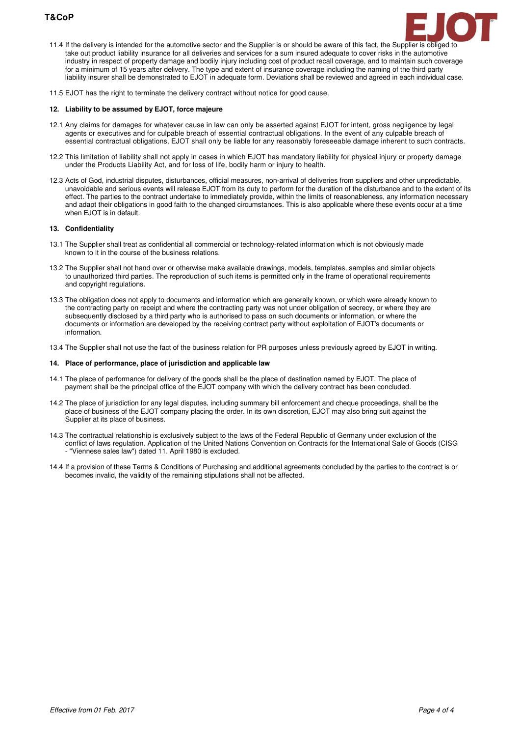11.4 If the delivery is intended for the automotive sector and the Supplier is or should be aware of this fact, the Supplier is obliged to take out product liability insurance for all deliveries and services for a sum insured adequate to cover risks in the automotive industry in respect of property damage and bodily injury including cost of product recall coverage, and to maintain such coverage for a minimum of 15 years after delivery. The type and extent of insurance coverage including the naming of the third party liability insurer shall be demonstrated to EJOT in adequate form. Deviations shall be reviewed and agreed in each individual case.

11.5 EJOT has the right to terminate the delivery contract without notice for good cause.

**12. Liability to be assumed by EJOT, force majeure**

12.1 Any claims for damages for whatever cause in law can only be asserted against EJOT for intent, gross negligence by legal agents or executives and for culpable breach of essential contractual obligations. In the event of any culpable breach of essential contractual obligations, EJOT shall only be liable for any reasonably foreseeable damage inherent to such contracts.

12.2 This limitation of liability shall not apply in cases in which EJOT has mandatory liability for physical injury or property damage under the Products Liability Act, and for loss of life, bodily harm or injury to health.

12.3 Acts of God, industrial disputes, disturbances, official measures, non-arrival of deliveries from suppliers and other unpredictable, unavoidable and serious events will release EJOT from its duty to perform for the duration of the disturbance and to the extent of its effect. The parties to the contract undertake to immediately provide, within the limits of reasonableness, any information necessary and adapt their obligations in good faith to the changed circumstances. This is also applicable where these events occur at a time when EJOT is in default.

**13. Confidentiality**

13.1 The Supplier shall treat as confidential all commercial or technology-related information which is not obviously made known to it in the course of the business relations.

13.2 The Supplier shall not hand over or otherwise make available drawings, models, templates, samples and similar objects to unauthorized third parties. The reproduction of such items is permitted only in the frame of operational requirements and copyright regulations.

13.3 The obligation does not apply to documents and information which are generally known, or which were already known to the contracting party on receipt and where the contracting party was not under obligation of secrecy, or where they are subsequently disclosed by a third party who is authorised to pass on such documents or information, or where the documents or information are developed by the receiving contract party without exploitation of EJOT's documents or information.

13.4 The Supplier shall not use the fact of the business relation for PR purposes unless previously agreed by EJOT in writing.

**14. Place of performance, place of jurisdiction and applicable law**

14.1 The place of performance for delivery of the goods shall be the place of destination named by EJOT. The place of payment shall be the principal office of the EJOT company with which the delivery contract has been concluded.

14.2 The place of jurisdiction for any legal disputes, including summary bill enforcement and cheque proceedings, shall be the place of business of the EJOT company placing the order. In its own discretion, EJOT may also bring suit against the Supplier at its place of business.

14.3 The contractual relationship is exclusively subject to the laws of the Federal Republic of Germany under exclusion of the conflict of laws regulation. Application of the United Nations Convention on Contracts for the International Sale of Goods (CISG - "Viennese sales law") dated 11. April 1980 is excluded.

14.4 If a provision of these Terms & Conditions of Purchasing and additional agreements concluded by the parties to the contract is or becomes invalid, the validity of the remaining stipulations shall not be affected.